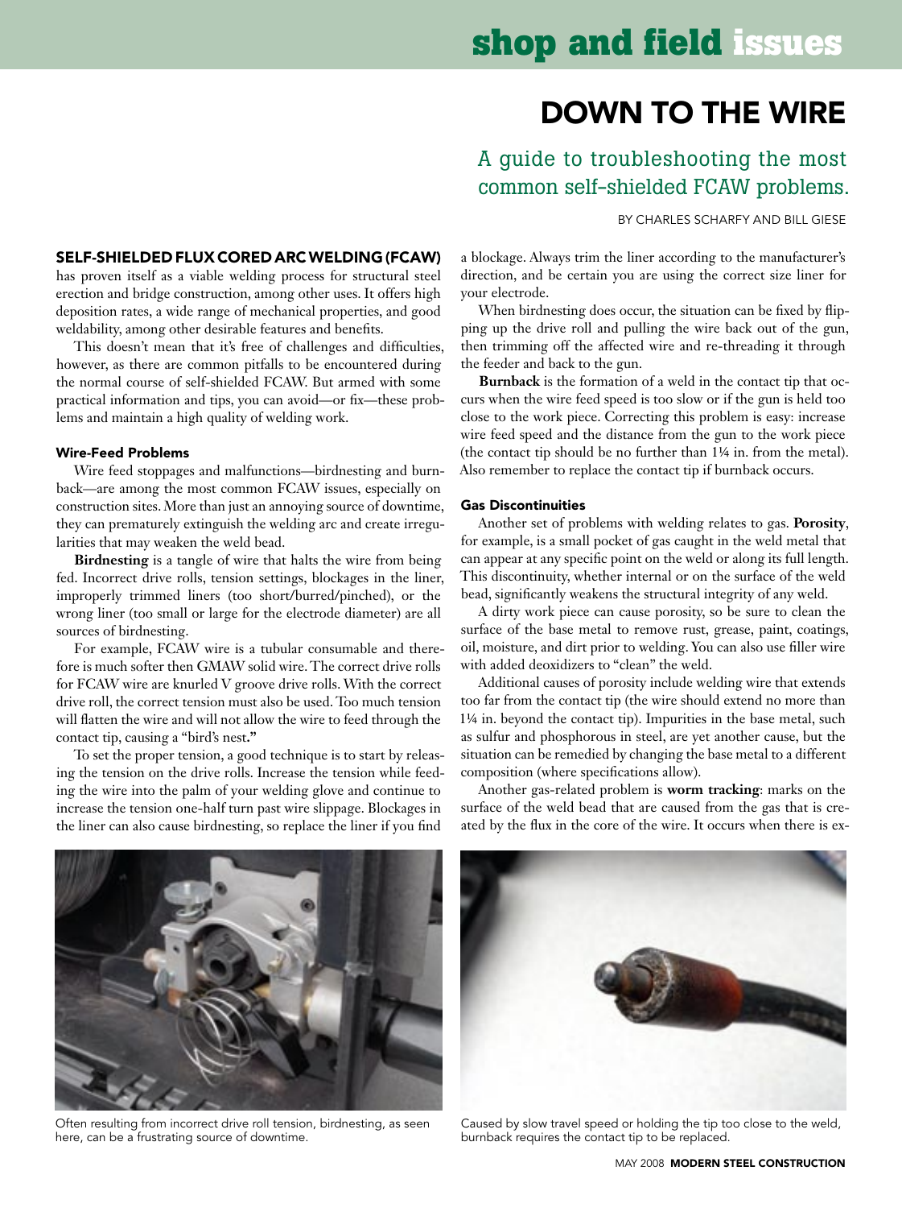# DOWN TO THE WIRE

## A guide to troubleshooting the most common self-shielded FCAW problems.

BY CHARLES SCHARFY AND BILL GIESE

**SELF-SHIELDED FLUX CORED ARC WELDING (FCAW)** has proven itself as a viable welding process for structural steel erection and bridge construction, among other uses. It offers high deposition rates, a wide range of mechanical properties, and good weldability, among other desirable features and benefits.

This doesn't mean that it's free of challenges and difficulties, however, as there are common pitfalls to be encountered during the normal course of self-shielded FCAW. But armed with some practical information and tips, you can avoid—or fix—these problems and maintain a high quality of welding work.

### Wire-Feed Problems

Wire feed stoppages and malfunctions—birdnesting and burnback—are among the most common FCAW issues, especially on construction sites. More than just an annoying source of downtime, they can prematurely extinguish the welding arc and create irregularities that may weaken the weld bead.

**Birdnesting** is a tangle of wire that halts the wire from being fed. Incorrect drive rolls, tension settings, blockages in the liner, improperly trimmed liners (too short/burred/pinched), or the wrong liner (too small or large for the electrode diameter) are all sources of birdnesting.

For example, FCAW wire is a tubular consumable and therefore is much softer then GMAW solid wire. The correct drive rolls for FCAW wire are knurled V groove drive rolls. With the correct drive roll, the correct tension must also be used. Too much tension will flatten the wire and will not allow the wire to feed through the contact tip, causing a "bird's nest."

To set the proper tension, a good technique is to start by releasing the tension on the drive rolls. Increase the tension while feeding the wire into the palm of your welding glove and continue to increase the tension one-half turn past wire slippage. Blockages in the liner can also cause birdnesting, so replace the liner if you find a blockage. Always trim the liner according to the manufacturer's direction, and be certain you are using the correct size liner for your electrode.

When birdnesting does occur, the situation can be fixed by flipping up the drive roll and pulling the wire back out of the gun, then trimming off the affected wire and re-threading it through the feeder and back to the gun.

**Burnback** is the formation of a weld in the contact tip that occurs when the wire feed speed is too slow or if the gun is held too close to the work piece. Correcting this problem is easy: increase wire feed speed and the distance from the gun to the work piece (the contact tip should be no further than 1¼ in. from the metal). Also remember to replace the contact tip if burnback occurs.

### Gas Discontinuities

Another set of problems with welding relates to gas. **Porosity**, for example, is a small pocket of gas caught in the weld metal that can appear at any specific point on the weld or along its full length. This discontinuity, whether internal or on the surface of the weld bead, significantly weakens the structural integrity of any weld.

A dirty work piece can cause porosity, so be sure to clean the surface of the base metal to remove rust, grease, paint, coatings, oil, moisture, and dirt prior to welding. You can also use filler wire with added deoxidizers to "clean" the weld.

Additional causes of porosity include welding wire that extends too far from the contact tip (the wire should extend no more than 1¼ in. beyond the contact tip). Impurities in the base metal, such as sulfur and phosphorous in steel, are yet another cause, but the situation can be remedied by changing the base metal to a different composition (where specifications allow).

Another gas-related problem is **worm tracking**: marks on the surface of the weld bead that are caused from the gas that is created by the flux in the core of the wire. It occurs when there is ex-

Often resulting from incorrect drive roll tension, birdnesting, as seen here, can be a frustrating source of downtime.

Caused by slow travel speed or holding the tip too close to the weld, burnback requires the contact tip to be replaced.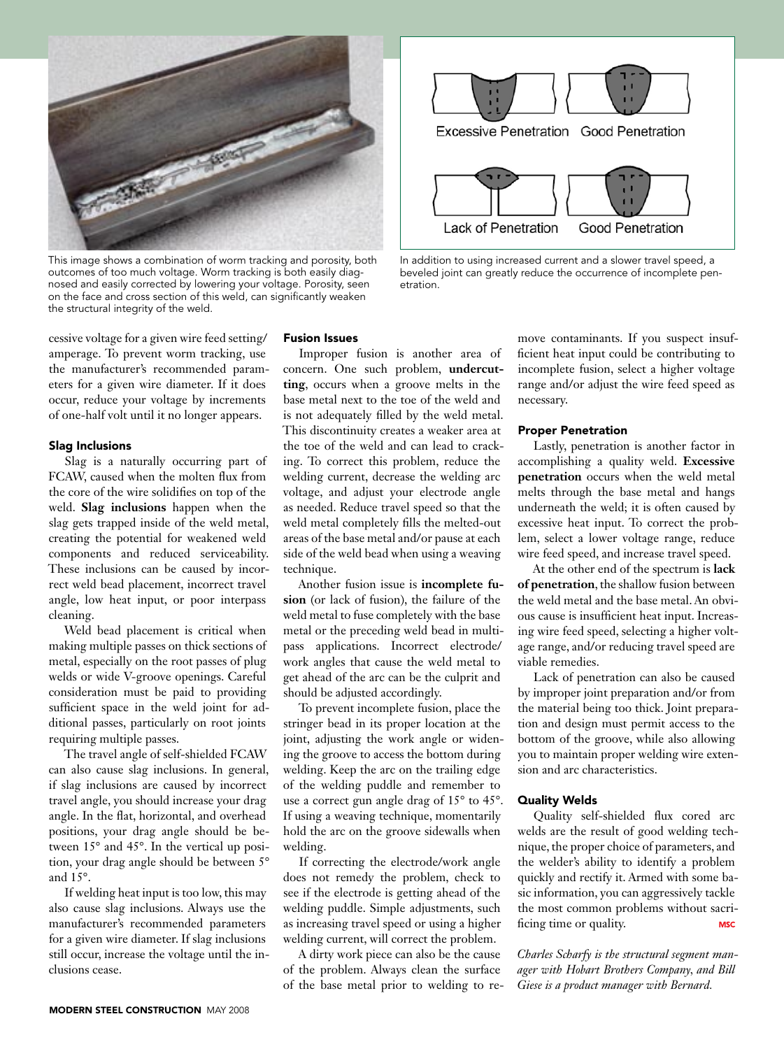This image shows a combination of worm tracking and porosity, both outcomes of too much voltage. Worm tracking is both easily diagnosed and easily corrected by lowering your voltage. Porosity, seen on the face and cross section of this weld, can significantly weaken the structural integrity of the weld.

Excessive Penetration

Good Penetration

Lack of Penetration

Good Penetration

In addition to using increased current and a slower travel speed, a beveled joint can greatly reduce the occurrence of incomplete penetration.

cessive voltage for a given wire feed setting/amperage. To prevent worm tracking, use the manufacturer's recommended parameters for a given wire diameter. If it does occur, reduce your voltage by increments of one-half volt until it no longer appears.

### Slag Inclusions

Slag is a naturally occurring part of FCAW, caused when the molten flux from the core of the wire solidifies on top of the weld. **Slag inclusions** happen when the slag gets trapped inside of the weld metal, creating the potential for weakened weld components and reduced serviceability. These inclusions can be caused by incorrect weld bead placement, incorrect travel angle, low heat input, or poor interpass cleaning.

Weld bead placement is critical when making multiple passes on thick sections of metal, especially on the root passes of plug welds or wide V-groove openings. Careful consideration must be paid to providing sufficient space in the weld joint for additional passes, particularly on root joints requiring multiple passes.

The travel angle of self-shielded FCAW can also cause slag inclusions. In general, if slag inclusions are caused by incorrect travel angle, you should increase your drag angle. In the flat, horizontal, and overhead positions, your drag angle should be between 15° and 45°. In the vertical up position, your drag angle should be between 5° and 15°.

If welding heat input is too low, this may also cause slag inclusions. Always use the manufacturer's recommended parameters for a given wire diameter. If slag inclusions still occur, increase the voltage until the inclusions cease.

### Fusion Issues

Improper fusion is another area of concern. One such problem, **undercutting**, occurs when a groove melts in the base metal next to the toe of the weld and is not adequately filled by the weld metal. This discontinuity creates a weaker area at the toe of the weld and can lead to cracking. To correct this problem, reduce the welding current, decrease the welding arc voltage, and adjust your electrode angle as needed. Reduce travel speed so that the weld metal completely fills the melted-out areas of the base metal and/or pause at each side of the weld bead when using a weaving technique.

Another fusion issue is **incomplete fusion** (or lack of fusion), the failure of the weld metal to fuse completely with the base metal or the preceding weld bead in multipass applications. Incorrect electrode/work angles that cause the weld metal to get ahead of the arc can be the culprit and should be adjusted accordingly.

To prevent incomplete fusion, place the stringer bead in its proper location at the joint, adjusting the work angle or widening the groove to access the bottom during welding. Keep the arc on the trailing edge of the welding puddle and remember to use a correct gun angle drag of 15° to 45°. If using a weaving technique, momentarily hold the arc on the groove sidewalls when welding.

If correcting the electrode/work angle does not remedy the problem, check to see if the electrode is getting ahead of the welding puddle. Simple adjustments, such as increasing travel speed or using a higher welding current, will correct the problem.

A dirty work piece can also be the cause of the problem. Always clean the surface of the base metal prior to welding to remove contaminants. If you suspect insufficient heat input could be contributing to incomplete fusion, select a higher voltage range and/or adjust the wire feed speed as necessary.

### Proper Penetration

Lastly, penetration is another factor in accomplishing a quality weld. **Excessive penetration** occurs when the weld metal melts through the base metal and hangs underneath the weld; it is often caused by excessive heat input. To correct the problem, select a lower voltage range, reduce wire feed speed, and increase travel speed.

At the other end of the spectrum is **lack of penetration**, the shallow fusion between the weld metal and the base metal. An obvious cause is insufficient heat input. Increasing wire feed speed, selecting a higher voltage range, and/or reducing travel speed are viable remedies.

Lack of penetration can also be caused by improper joint preparation and/or from the material being too thick. Joint preparation and design must permit access to the bottom of the groove, while also allowing you to maintain proper welding wire extension and arc characteristics.

### Quality Welds

Quality self-shielded flux cored arc welds are the result of good welding technique, the proper choice of parameters, and the welder's ability to identify a problem quickly and rectify it. Armed with some basic information, you can aggressively tackle the most common problems without sacrificing time or quality. MSC

*Charles Scharfy is the structural segment manager with Hobart Brothers Company, and Bill Giese is a product manager with Bernard.*